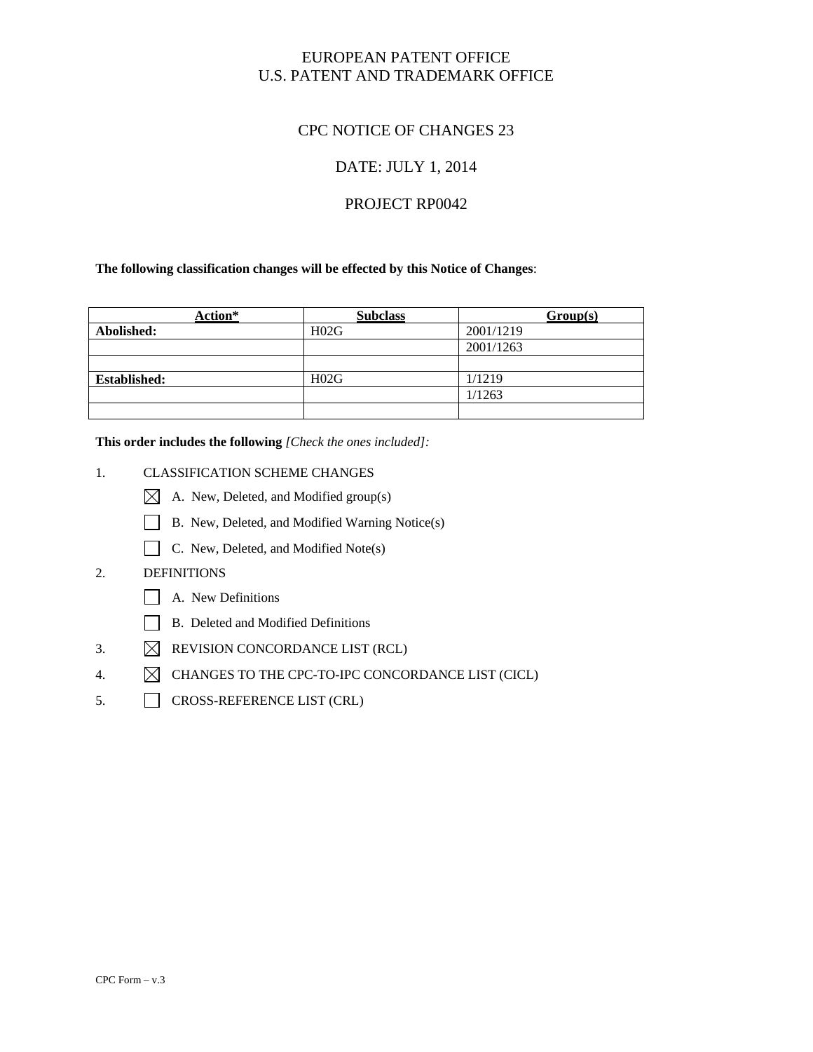EUROPEAN PATENT OFFICE
U.S. PATENT AND TRADEMARK OFFICE

# CPC NOTICE OF CHANGES 23

## DATE: JULY 1, 2014

## PROJECT RP0042

**The following classification changes will be effected by this Notice of Changes**:

| Action* | Subclass | Group(s) |
|---|---|---|
| **Abolished:** | H02G | 2001/1219 |
| | | 2001/1263 |
| | | |
| **Established:** | H02G | 1/1219 |
| | | 1/1263 |
| | | |

**This order includes the following** *[Check the ones included]:*

1. CLASSIFICATION SCHEME CHANGES
   - [x] A. New, Deleted, and Modified group(s)
   - [ ] B. New, Deleted, and Modified Warning Notice(s)
   - [ ] C. New, Deleted, and Modified Note(s)
2. DEFINITIONS
   - [ ] A. New Definitions
   - [ ] B. Deleted and Modified Definitions
3. [x] REVISION CONCORDANCE LIST (RCL)
4. [x] CHANGES TO THE CPC-TO-IPC CONCORDANCE LIST (CICL)
5. [ ] CROSS-REFERENCE LIST (CRL)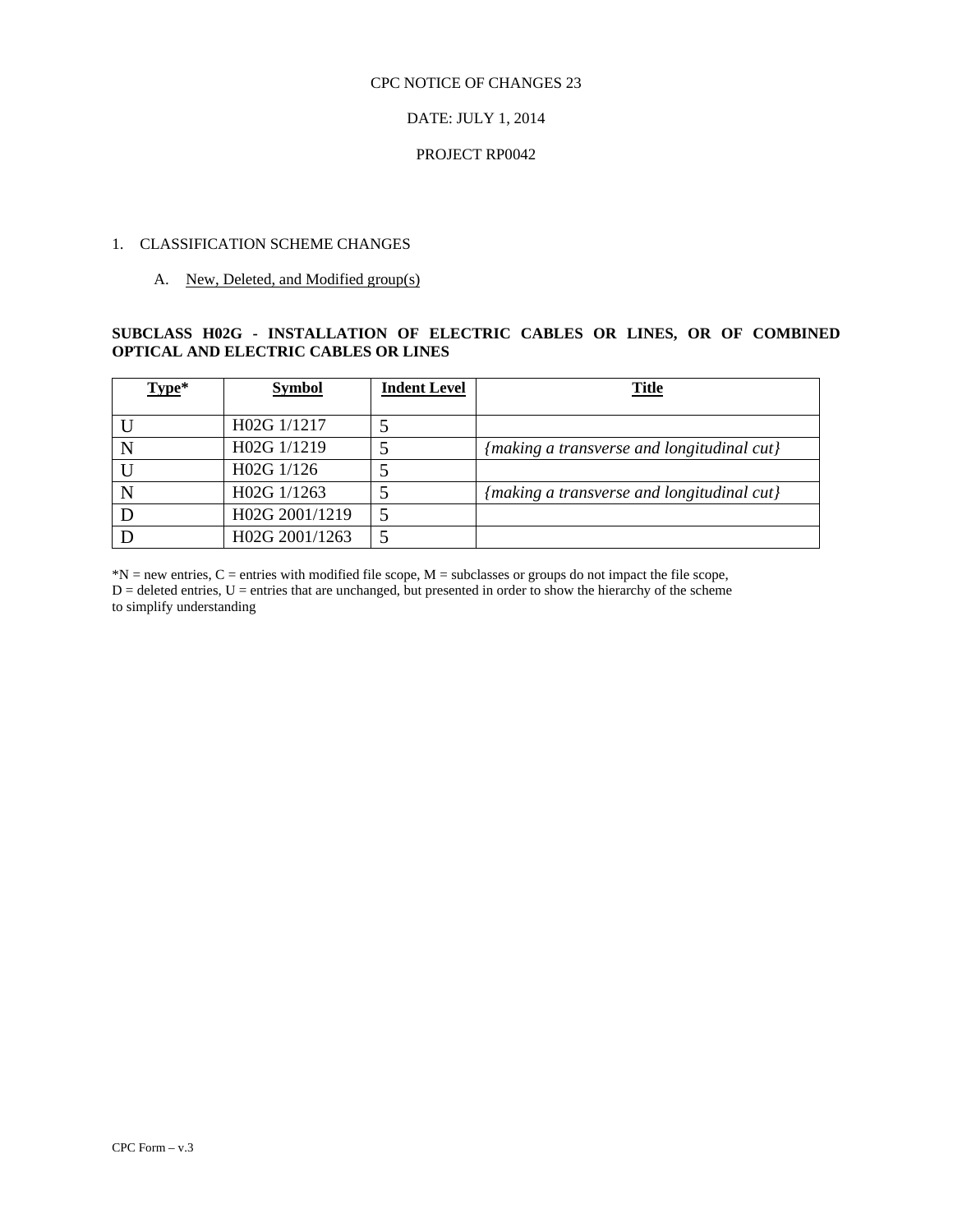CPC NOTICE OF CHANGES 23

DATE: JULY 1, 2014

PROJECT RP0042

1. CLASSIFICATION SCHEME CHANGES

   A. New, Deleted, and Modified group(s)

**SUBCLASS H02G - INSTALLATION OF ELECTRIC CABLES OR LINES, OR OF COMBINED OPTICAL AND ELECTRIC CABLES OR LINES**

| Type* | Symbol | Indent Level | Title |
|---|---|---|---|
| U | H02G 1/1217 | 5 | |
| N | H02G 1/1219 | 5 | *{making a transverse and longitudinal cut}* |
| U | H02G 1/126 | 5 | |
| N | H02G 1/1263 | 5 | *{making a transverse and longitudinal cut}* |
| D | H02G 2001/1219 | 5 | |
| D | H02G 2001/1263 | 5 | |

*N = new entries, C = entries with modified file scope, M = subclasses or groups do not impact the file scope, D = deleted entries, U = entries that are unchanged, but presented in order to show the hierarchy of the scheme to simplify understanding

CPC Form – v.3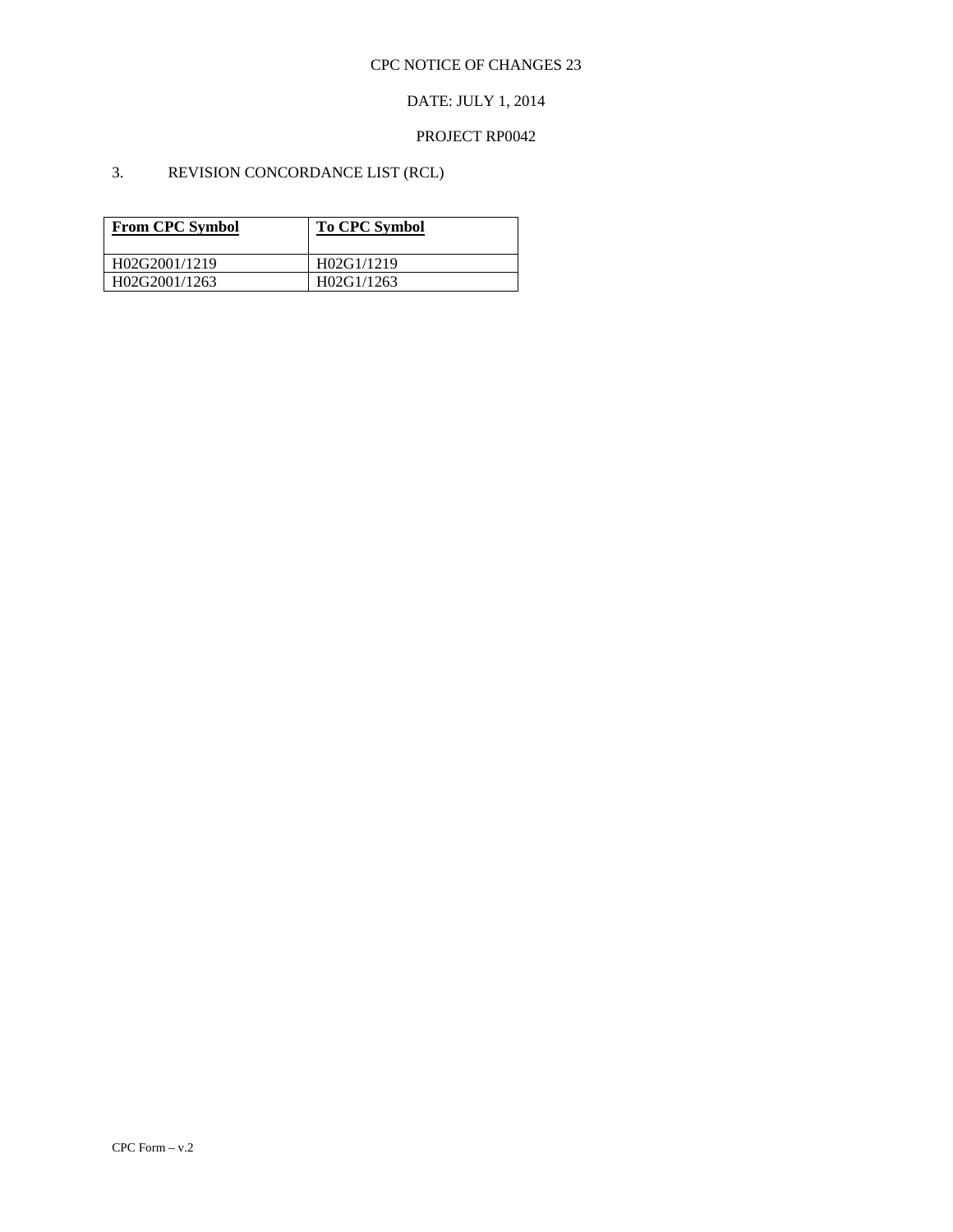CPC NOTICE OF CHANGES 23

DATE: JULY 1, 2014

PROJECT RP0042

## 3. REVISION CONCORDANCE LIST (RCL)

| **From CPC Symbol** | **To CPC Symbol** |
|---|---|
| H02G2001/1219 | H02G1/1219 |
| H02G2001/1263 | H02G1/1263 |

CPC Form – v.2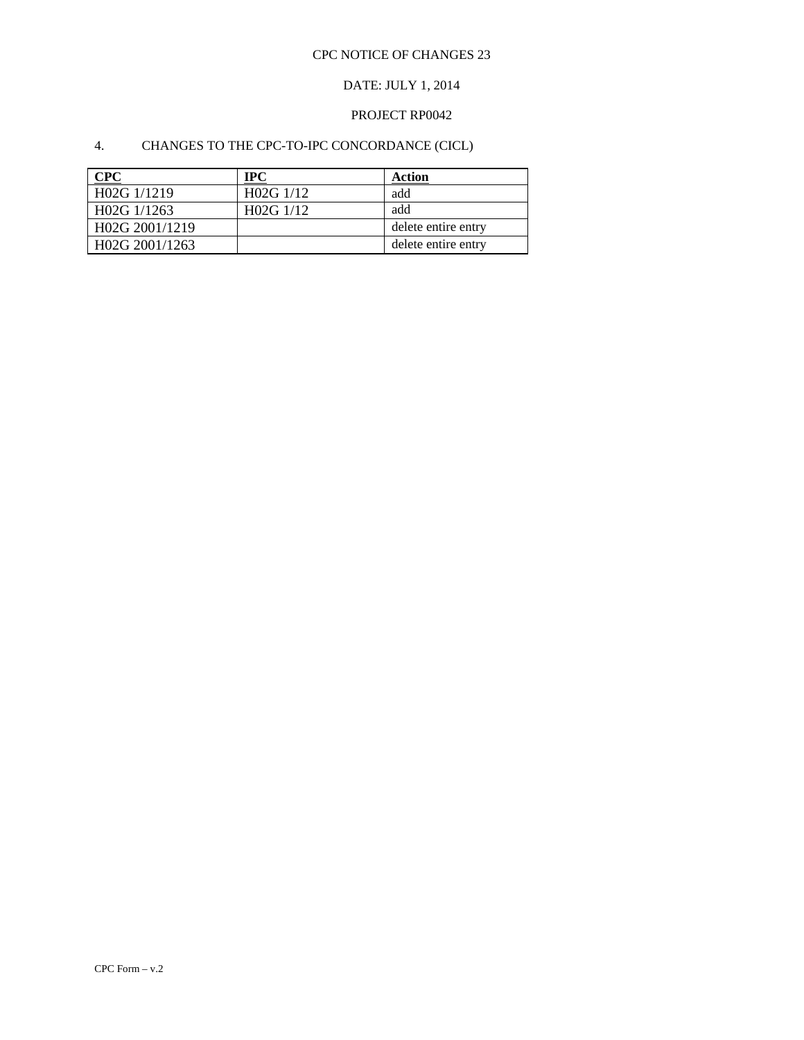CPC NOTICE OF CHANGES 23

DATE: JULY 1, 2014

PROJECT RP0042

4. CHANGES TO THE CPC-TO-IPC CONCORDANCE (CICL)

| CPC | IPC | Action |
|---|---|---|
| H02G 1/1219 | H02G 1/12 | add |
| H02G 1/1263 | H02G 1/12 | add |
| H02G 2001/1219 | | delete entire entry |
| H02G 2001/1263 | | delete entire entry |